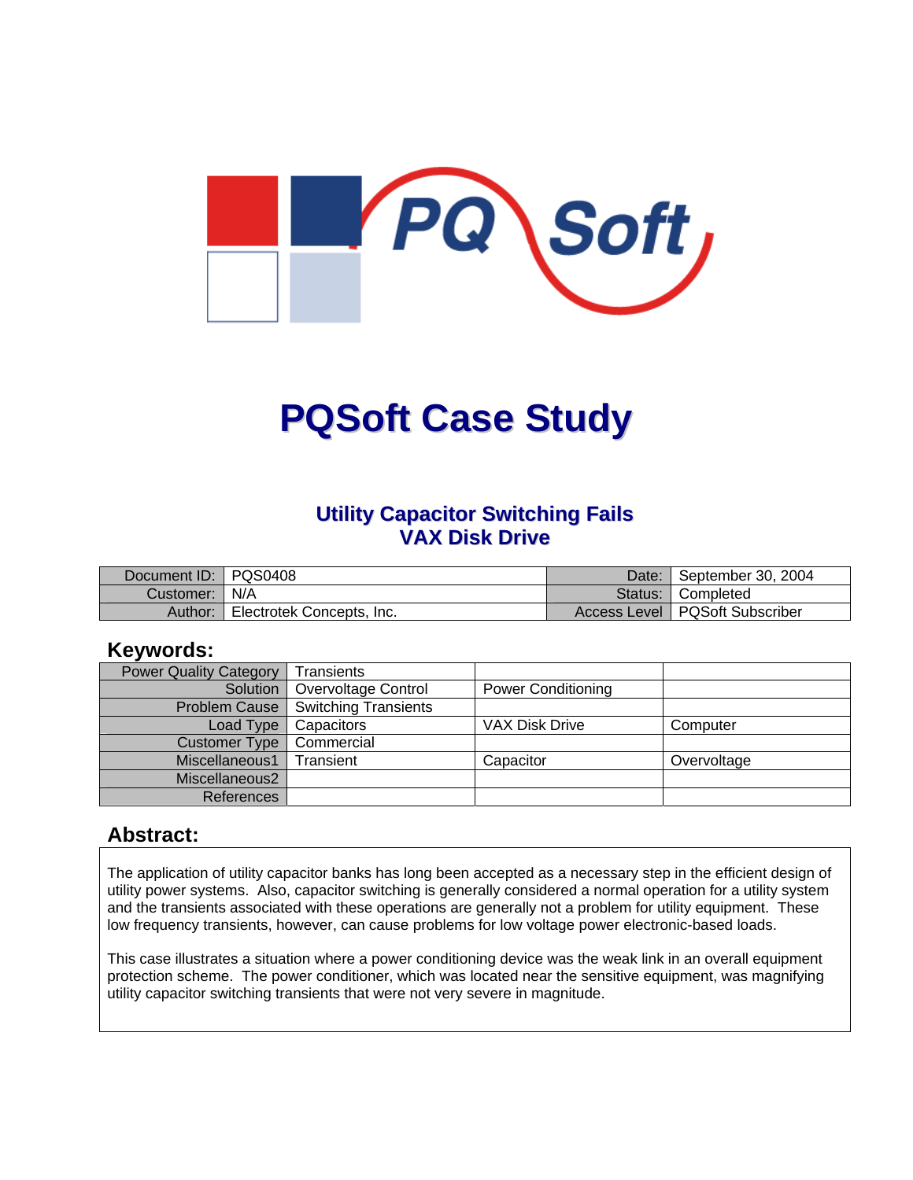# PQSoft Case Study

## Utility Capacitor Switching Fails VAX Disk Drive

| Document ID: | PQS0408 | Date: | September 30, 2004 |
|---|---|---|---|
| Customer: | N/A | Status: | Completed |
| Author: | Electrotek Concepts, Inc. | Access Level | PQSoft Subscriber |

### Keywords:

| Power Quality Category | Transients | | |
|---|---|---|---|
| Solution | Overvoltage Control | Power Conditioning | |
| Problem Cause | Switching Transients | | |
| Load Type | Capacitors | VAX Disk Drive | Computer |
| Customer Type | Commercial | | |
| Miscellaneous1 | Transient | Capacitor | Overvoltage |
| Miscellaneous2 | | | |
| References | | | |

### Abstract:

The application of utility capacitor banks has long been accepted as a necessary step in the efficient design of utility power systems. Also, capacitor switching is generally considered a normal operation for a utility system and the transients associated with these operations are generally not a problem for utility equipment. These low frequency transients, however, can cause problems for low voltage power electronic-based loads.

This case illustrates a situation where a power conditioning device was the weak link in an overall equipment protection scheme. The power conditioner, which was located near the sensitive equipment, was magnifying utility capacitor switching transients that were not very severe in magnitude.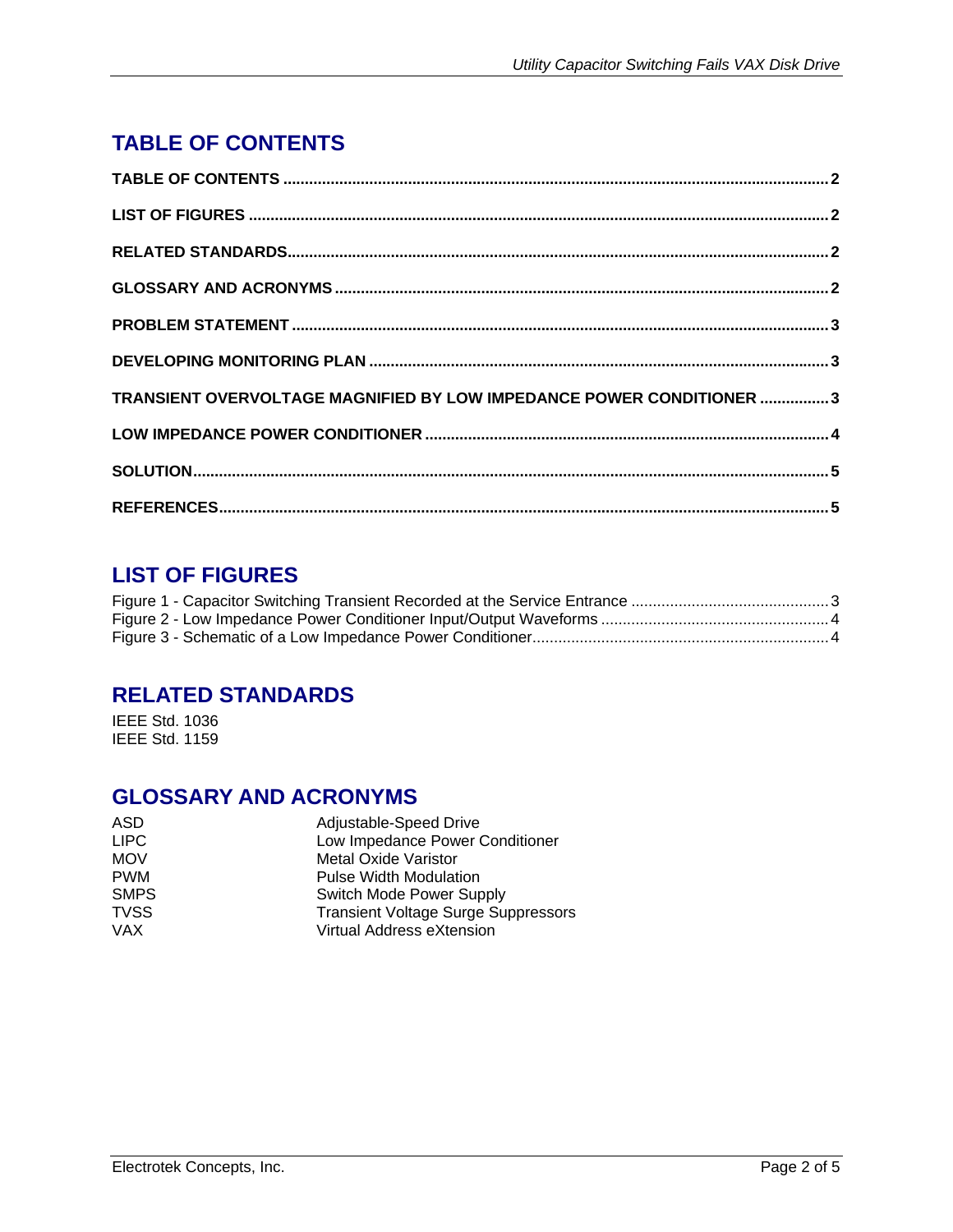## TABLE OF CONTENTS

**TABLE OF CONTENTS** .......... **2**

**LIST OF FIGURES** .......... **2**

**RELATED STANDARDS** .......... **2**

**GLOSSARY AND ACRONYMS** .......... **2**

**PROBLEM STATEMENT** .......... **3**

**DEVELOPING MONITORING PLAN** .......... **3**

**TRANSIENT OVERVOLTAGE MAGNIFIED BY LOW IMPEDANCE POWER CONDITIONER** .......... **3**

**LOW IMPEDANCE POWER CONDITIONER** .......... **4**

**SOLUTION** .......... **5**

**REFERENCES** .......... **5**

## LIST OF FIGURES

Figure 1 - Capacitor Switching Transient Recorded at the Service Entrance .......... 3
Figure 2 - Low Impedance Power Conditioner Input/Output Waveforms .......... 4
Figure 3 - Schematic of a Low Impedance Power Conditioner .......... 4

## RELATED STANDARDS

IEEE Std. 1036
IEEE Std. 1159

## GLOSSARY AND ACRONYMS

| | |
|---|---|
| ASD | Adjustable-Speed Drive |
| LIPC | Low Impedance Power Conditioner |
| MOV | Metal Oxide Varistor |
| PWM | Pulse Width Modulation |
| SMPS | Switch Mode Power Supply |
| TVSS | Transient Voltage Surge Suppressors |
| VAX | Virtual Address eXtension |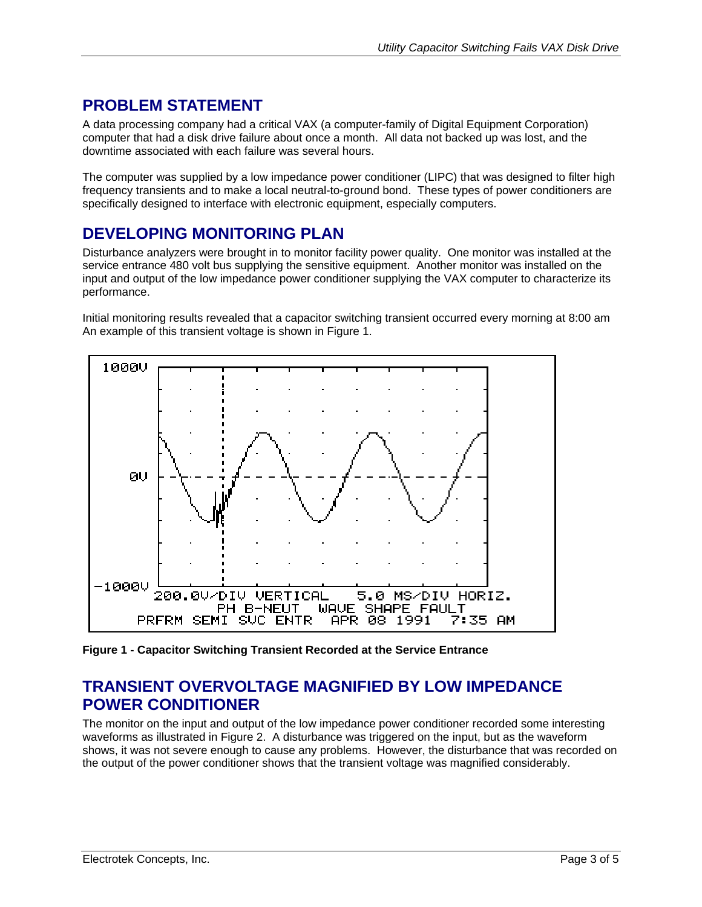## PROBLEM STATEMENT

A data processing company had a critical VAX (a computer-family of Digital Equipment Corporation) computer that had a disk drive failure about once a month. All data not backed up was lost, and the downtime associated with each failure was several hours.

The computer was supplied by a low impedance power conditioner (LIPC) that was designed to filter high frequency transients and to make a local neutral-to-ground bond. These types of power conditioners are specifically designed to interface with electronic equipment, especially computers.

## DEVELOPING MONITORING PLAN

Disturbance analyzers were brought in to monitor facility power quality. One monitor was installed at the service entrance 480 volt bus supplying the sensitive equipment. Another monitor was installed on the input and output of the low impedance power conditioner supplying the VAX computer to characterize its performance.

Initial monitoring results revealed that a capacitor switching transient occurred every morning at 8:00 am An example of this transient voltage is shown in Figure 1.

**Figure 1 - Capacitor Switching Transient Recorded at the Service Entrance**

## TRANSIENT OVERVOLTAGE MAGNIFIED BY LOW IMPEDANCE POWER CONDITIONER

The monitor on the input and output of the low impedance power conditioner recorded some interesting waveforms as illustrated in Figure 2. A disturbance was triggered on the input, but as the waveform shows, it was not severe enough to cause any problems. However, the disturbance that was recorded on the output of the power conditioner shows that the transient voltage was magnified considerably.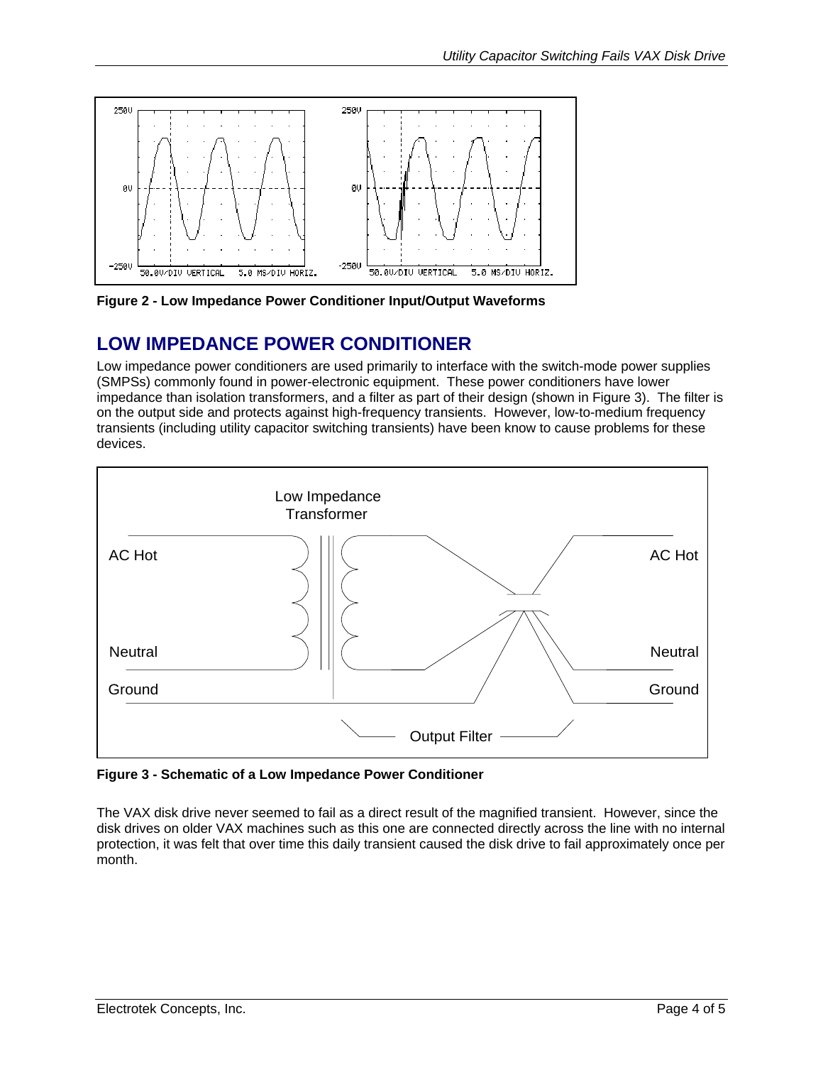Figure 2 - Low Impedance Power Conditioner Input/Output Waveforms

## LOW IMPEDANCE POWER CONDITIONER

Low impedance power conditioners are used primarily to interface with the switch-mode power supplies (SMPSs) commonly found in power-electronic equipment. These power conditioners have lower impedance than isolation transformers, and a filter as part of their design (shown in Figure 3). The filter is on the output side and protects against high-frequency transients. However, low-to-medium frequency transients (including utility capacitor switching transients) have been know to cause problems for these devices.

Figure 3 - Schematic of a Low Impedance Power Conditioner

The VAX disk drive never seemed to fail as a direct result of the magnified transient. However, since the disk drives on older VAX machines such as this one are connected directly across the line with no internal protection, it was felt that over time this daily transient caused the disk drive to fail approximately once per month.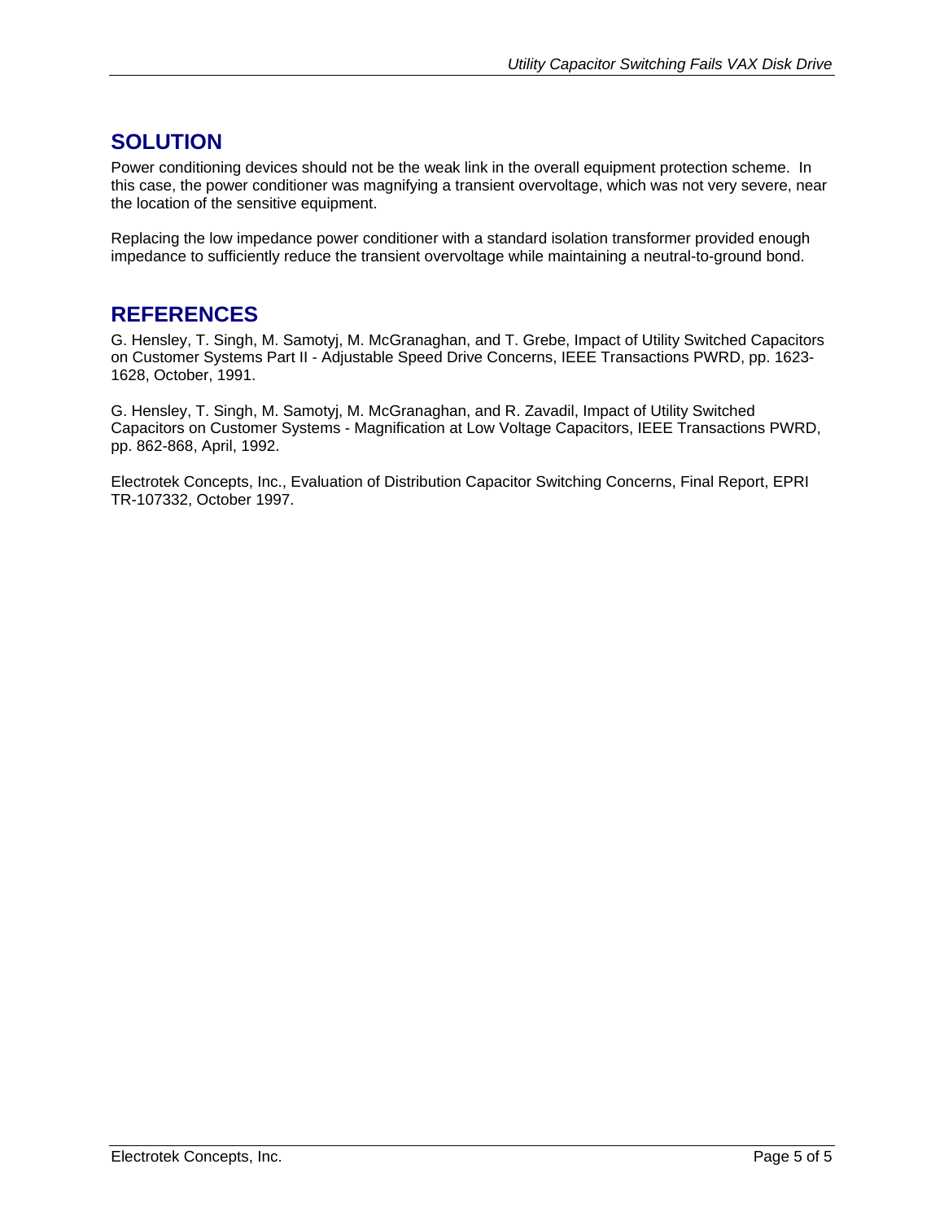## SOLUTION

Power conditioning devices should not be the weak link in the overall equipment protection scheme. In this case, the power conditioner was magnifying a transient overvoltage, which was not very severe, near the location of the sensitive equipment.

Replacing the low impedance power conditioner with a standard isolation transformer provided enough impedance to sufficiently reduce the transient overvoltage while maintaining a neutral-to-ground bond.

## REFERENCES

G. Hensley, T. Singh, M. Samotyj, M. McGranaghan, and T. Grebe, Impact of Utility Switched Capacitors on Customer Systems Part II - Adjustable Speed Drive Concerns, IEEE Transactions PWRD, pp. 1623-1628, October, 1991.

G. Hensley, T. Singh, M. Samotyj, M. McGranaghan, and R. Zavadil, Impact of Utility Switched Capacitors on Customer Systems - Magnification at Low Voltage Capacitors, IEEE Transactions PWRD, pp. 862-868, April, 1992.

Electrotek Concepts, Inc., Evaluation of Distribution Capacitor Switching Concerns, Final Report, EPRI TR-107332, October 1997.